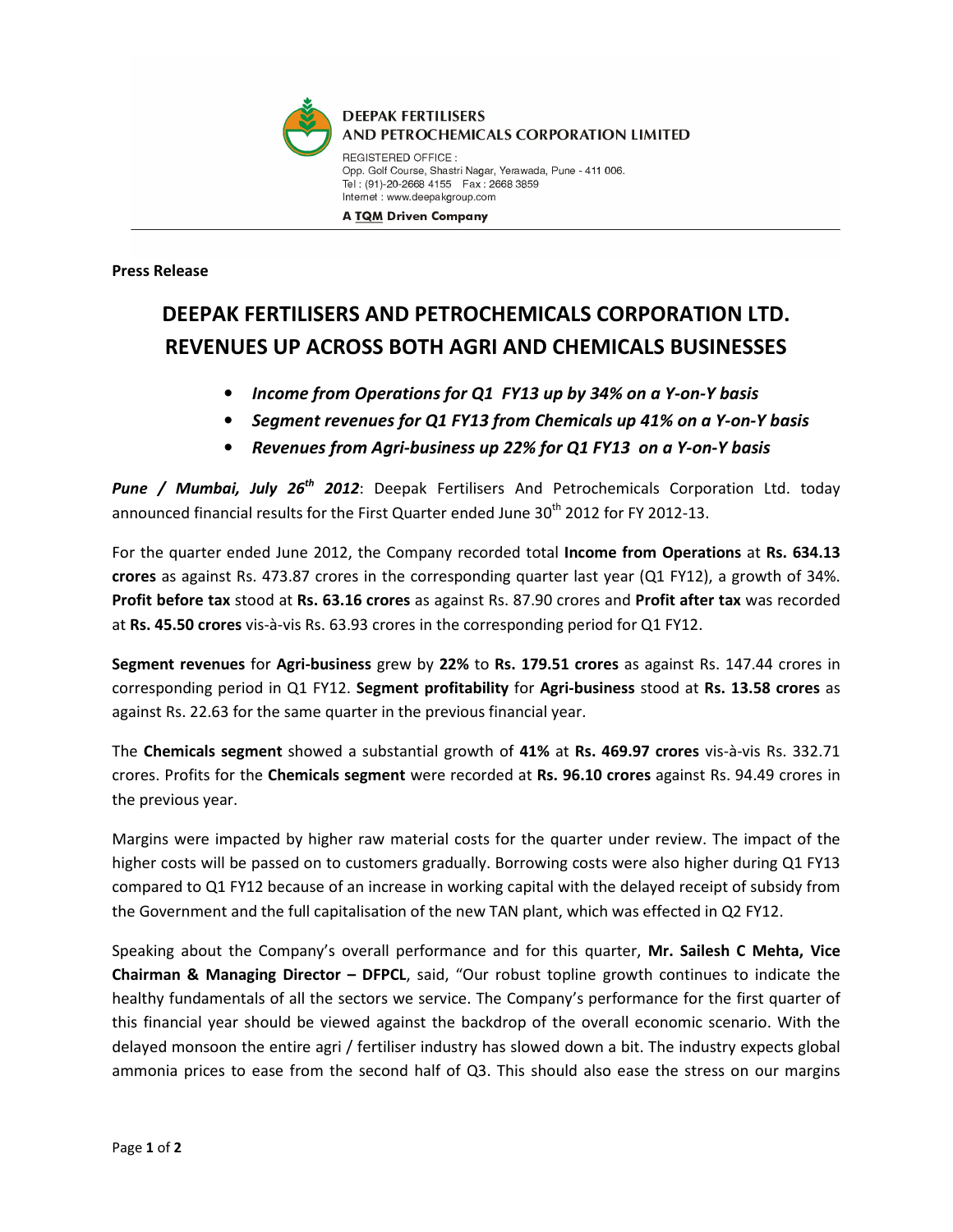**DEEPAK FERTILISERS AND PETROCHEMICALS CORPORATION LIMITED**

REGISTERED OFFICE :
Opp. Golf Course, Shastri Nagar, Yerawada, Pune - 411 006.
Tel : (91)-20-2668 4155 Fax : 2668 3859
Internet : www.deepakgroup.com

**A TQM Driven Company**

**Press Release**

# DEEPAK FERTILISERS AND PETROCHEMICALS CORPORATION LTD. REVENUES UP ACROSS BOTH AGRI AND CHEMICALS BUSINESSES

- ***Income from Operations for Q1 FY13 up by 34% on a Y-on-Y basis***
- ***Segment revenues for Q1 FY13 from Chemicals up 41% on a Y-on-Y basis***
- ***Revenues from Agri-business up 22% for Q1 FY13 on a Y-on-Y basis***

***Pune / Mumbai, July 26th 2012***: Deepak Fertilisers And Petrochemicals Corporation Ltd. today announced financial results for the First Quarter ended June 30th 2012 for FY 2012-13.

For the quarter ended June 2012, the Company recorded total **Income from Operations** at **Rs. 634.13 crores** as against Rs. 473.87 crores in the corresponding quarter last year (Q1 FY12), a growth of 34%. **Profit before tax** stood at **Rs. 63.16 crores** as against Rs. 87.90 crores and **Profit after tax** was recorded at **Rs. 45.50 crores** vis-à-vis Rs. 63.93 crores in the corresponding period for Q1 FY12.

**Segment revenues** for **Agri-business** grew by **22%** to **Rs. 179.51 crores** as against Rs. 147.44 crores in corresponding period in Q1 FY12. **Segment profitability** for **Agri-business** stood at **Rs. 13.58 crores** as against Rs. 22.63 for the same quarter in the previous financial year.

The **Chemicals segment** showed a substantial growth of **41%** at **Rs. 469.97 crores** vis-à-vis Rs. 332.71 crores. Profits for the **Chemicals segment** were recorded at **Rs. 96.10 crores** against Rs. 94.49 crores in the previous year.

Margins were impacted by higher raw material costs for the quarter under review. The impact of the higher costs will be passed on to customers gradually. Borrowing costs were also higher during Q1 FY13 compared to Q1 FY12 because of an increase in working capital with the delayed receipt of subsidy from the Government and the full capitalisation of the new TAN plant, which was effected in Q2 FY12.

Speaking about the Company's overall performance and for this quarter, **Mr. Sailesh C Mehta, Vice Chairman & Managing Director – DFPCL**, said, "Our robust topline growth continues to indicate the healthy fundamentals of all the sectors we service. The Company's performance for the first quarter of this financial year should be viewed against the backdrop of the overall economic scenario. With the delayed monsoon the entire agri / fertiliser industry has slowed down a bit. The industry expects global ammonia prices to ease from the second half of Q3. This should also ease the stress on our margins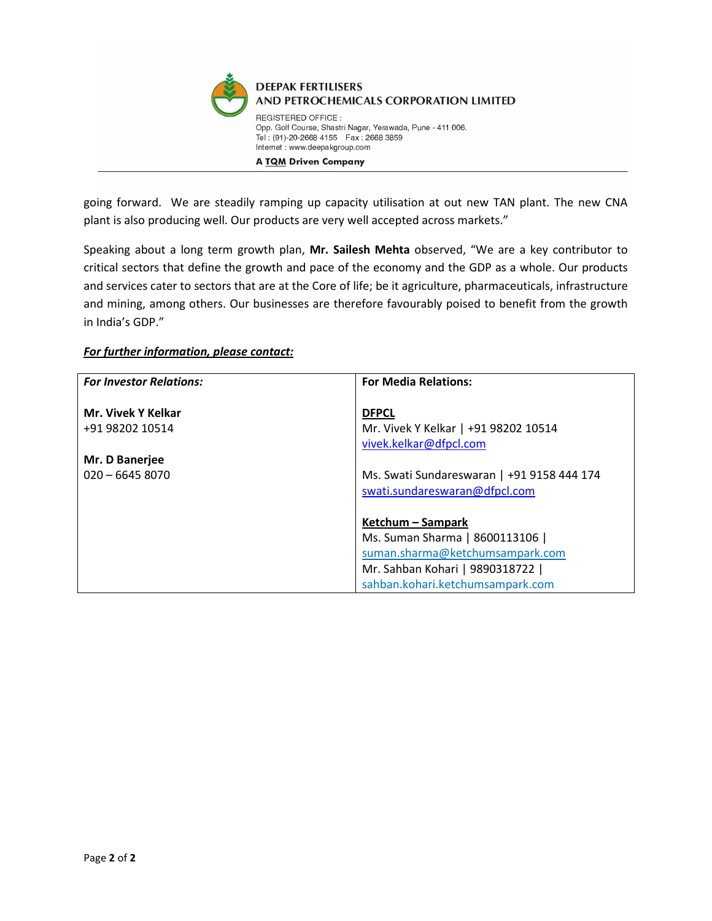going forward. We are steadily ramping up capacity utilisation at out new TAN plant. The new CNA plant is also producing well. Our products are very well accepted across markets."

Speaking about a long term growth plan, **Mr. Sailesh Mehta** observed, "We are a key contributor to critical sectors that define the growth and pace of the economy and the GDP as a whole. Our products and services cater to sectors that are at the Core of life; be it agriculture, pharmaceuticals, infrastructure and mining, among others. Our businesses are therefore favourably poised to benefit from the growth in India's GDP."

***For further information, please contact:***

| ***For Investor Relations:*** | **For Media Relations:** |
|---|---|
| **Mr. Vivek Y Kelkar**<br>+91 98202 10514<br><br>**Mr. D Banerjee**<br>020 – 6645 8070 | **DFPCL**<br>Mr. Vivek Y Kelkar \| +91 98202 10514<br>vivek.kelkar@dfpcl.com<br><br>Ms. Swati Sundareswaran \| +91 9158 444 174<br>swati.sundareswaran@dfpcl.com<br><br>**Ketchum – Sampark**<br>Ms. Suman Sharma \| 8600113106 \|<br>suman.sharma@ketchumsampark.com<br>Mr. Sahban Kohari \| 9890318722 \|<br>sahban.kohari.ketchumsampark.com |